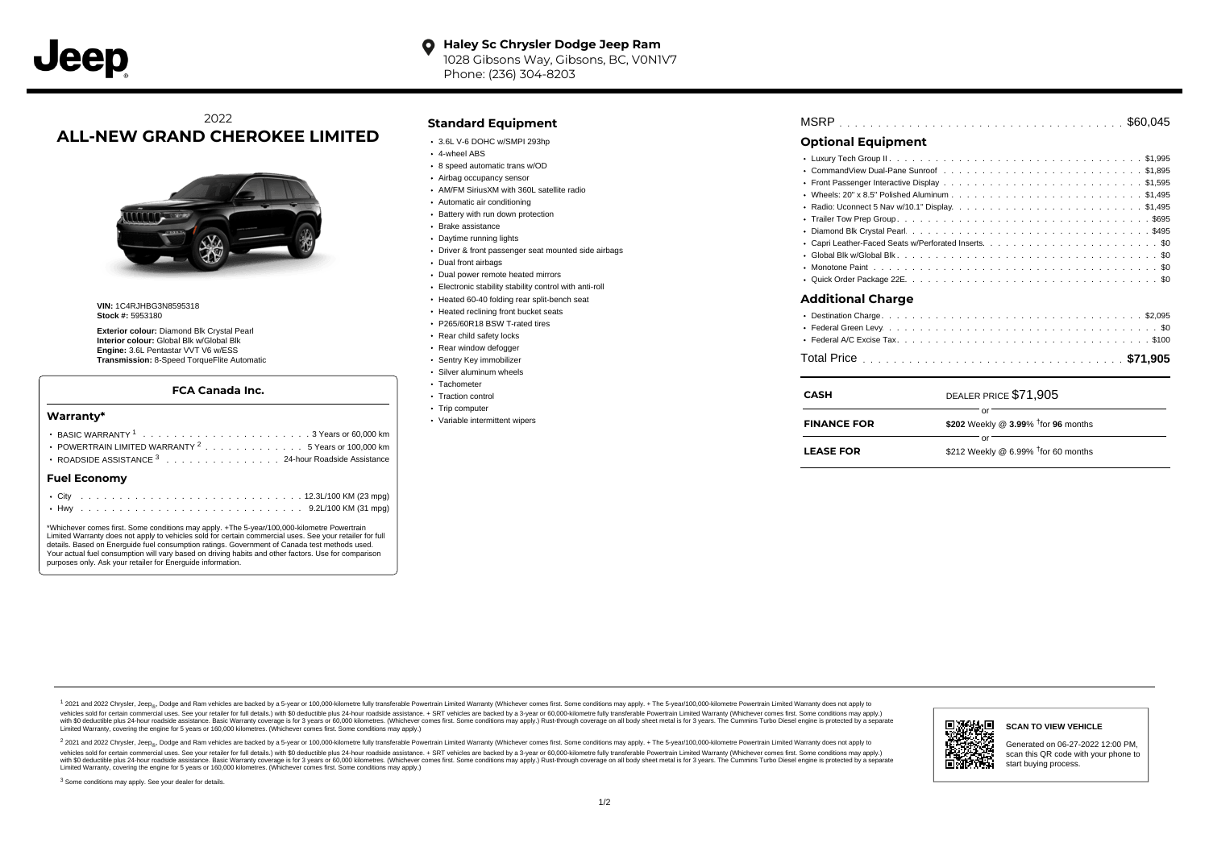**Haley Sc Chrysler Dodge Jeep Ram**
1028 Gibsons Way, Gibsons, BC, V0N1V7
Phone: (236) 304-8203

2022
# ALL-NEW GRAND CHEROKEE LIMITED

**VIN:** 1C4RJHBG3N8595318
**Stock #:** 5953180

**Exterior colour:** Diamond Blk Crystal Pearl
**Interior colour:** Global Blk w/Global Blk
**Engine:** 3.6L Pentastar VVT V6 w/ESS
**Transmission:** 8-Speed TorqueFlite Automatic

### FCA Canada Inc.

#### Warranty*

- BASIC WARRANTY [1] . . . . . 3 Years or 60,000 km
- POWERTRAIN LIMITED WARRANTY [2] . . . . . 5 Years or 100,000 km
- ROADSIDE ASSISTANCE [3] . . . . . 24-hour Roadside Assistance

#### Fuel Economy

- City . . . . . 12.3L/100 KM (23 mpg)
- Hwy . . . . . 9.2L/100 KM (31 mpg)

*Whichever comes first. Some conditions may apply. +The 5-year/100,000-kilometre Powertrain Limited Warranty does not apply to vehicles sold for certain commercial uses. See your retailer for full details. Based on Energuide fuel consumption ratings. Government of Canada test methods used. Your actual fuel consumption will vary based on driving habits and other factors. Use for comparison purposes only. Ask your retailer for Energuide information.

## Standard Equipment

- 3.6L V-6 DOHC w/SMPI 293hp
- 4-wheel ABS
- 8 speed automatic trans w/OD
- Airbag occupancy sensor
- AM/FM SiriusXM with 360L satellite radio
- Automatic air conditioning
- Battery with run down protection
- Brake assistance
- Daytime running lights
- Driver & front passenger seat mounted side airbags
- Dual front airbags
- Dual power remote heated mirrors
- Electronic stability stability control with anti-roll
- Heated 60-40 folding rear split-bench seat
- Heated reclining front bucket seats
- P265/60R18 BSW T-rated tires
- Rear child safety locks
- Rear window defogger
- Sentry Key immobilizer
- Silver aluminum wheels
- Tachometer
- Traction control
- Trip computer
- Variable intermittent wipers

MSRP . . . . . $60,045

## Optional Equipment

- Luxury Tech Group II . . . . . $1,995
- CommandView Dual-Pane Sunroof . . . . . $1,895
- Front Passenger Interactive Display . . . . . $1,595
- Wheels: 20" x 8.5" Polished Aluminum . . . . . $1,495
- Radio: Uconnect 5 Nav w/10.1" Display. . . . . . $1,495
- Trailer Tow Prep Group . . . . . $695
- Diamond Blk Crystal Pearl . . . . . $495
- Capri Leather-Faced Seats w/Perforated Inserts. . . . . . $0
- Global Blk w/Global Blk . . . . . $0
- Monotone Paint . . . . . $0
- Quick Order Package 22E. . . . . . $0

## Additional Charge

- Destination Charge . . . . . $2,095
- Federal Green Levy . . . . . $0
- Federal A/C Excise Tax . . . . . $100

Total Price . . . . . **$71,905**

| | |
|---|---|
| **CASH** | DEALER PRICE $71,905 |
| | or |
| **FINANCE FOR** | **$202** Weekly @ **3.99**% †for **96** months |
| | or |
| **LEASE FOR** | $212 Weekly @ 6.99% †for 60 months |

[1] 2021 and 2022 Chrysler, Jeep®, Dodge and Ram vehicles are backed by a 5-year or 100,000-kilometre fully transferable Powertrain Limited Warranty (Whichever comes first. Some conditions may apply. + The 5-year/100,000-kilometre Powertrain Limited Warranty does not apply to vehicles sold for certain commercial uses. See your retailer for full details.) with $0 deductible plus 24-hour roadside assistance. + SRT vehicles are backed by a 3-year or 60,000-kilometre fully transferable Powertrain Limited Warranty (Whichever comes first. Some conditions may apply.) with $0 deductible plus 24-hour roadside assistance. Basic Warranty coverage is for 3 years or 60,000 kilometres. (Whichever comes first. Some conditions may apply.) Rust-through coverage on all body sheet metal is for 3 years. The Cummins Turbo Diesel engine is protected by a separate Limited Warranty, covering the engine for 5 years or 160,000 kilometres. (Whichever comes first. Some conditions may apply.)

[2] 2021 and 2022 Chrysler, Jeep®, Dodge and Ram vehicles are backed by a 5-year or 100,000-kilometre fully transferable Powertrain Limited Warranty (Whichever comes first. Some conditions may apply. + The 5-year/100,000-kilometre Powertrain Limited Warranty does not apply to vehicles sold for certain commercial uses. See your retailer for full details.) with $0 deductible plus 24-hour roadside assistance. + SRT vehicles are backed by a 3-year or 60,000-kilometre fully transferable Powertrain Limited Warranty (Whichever comes first. Some conditions may apply.) with $0 deductible plus 24-hour roadside assistance. Basic Warranty coverage is for 3 years or 60,000 kilometres. (Whichever comes first. Some conditions may apply.) Rust-through coverage on all body sheet metal is for 3 years. The Cummins Turbo Diesel engine is protected by a separate Limited Warranty, covering the engine for 5 years or 160,000 kilometres. (Whichever comes first. Some conditions may apply.)

[3] Some conditions may apply. See your dealer for details.

**SCAN TO VIEW VEHICLE**

Generated on 06-27-2022 12:00 PM, scan this QR code with your phone to start buying process.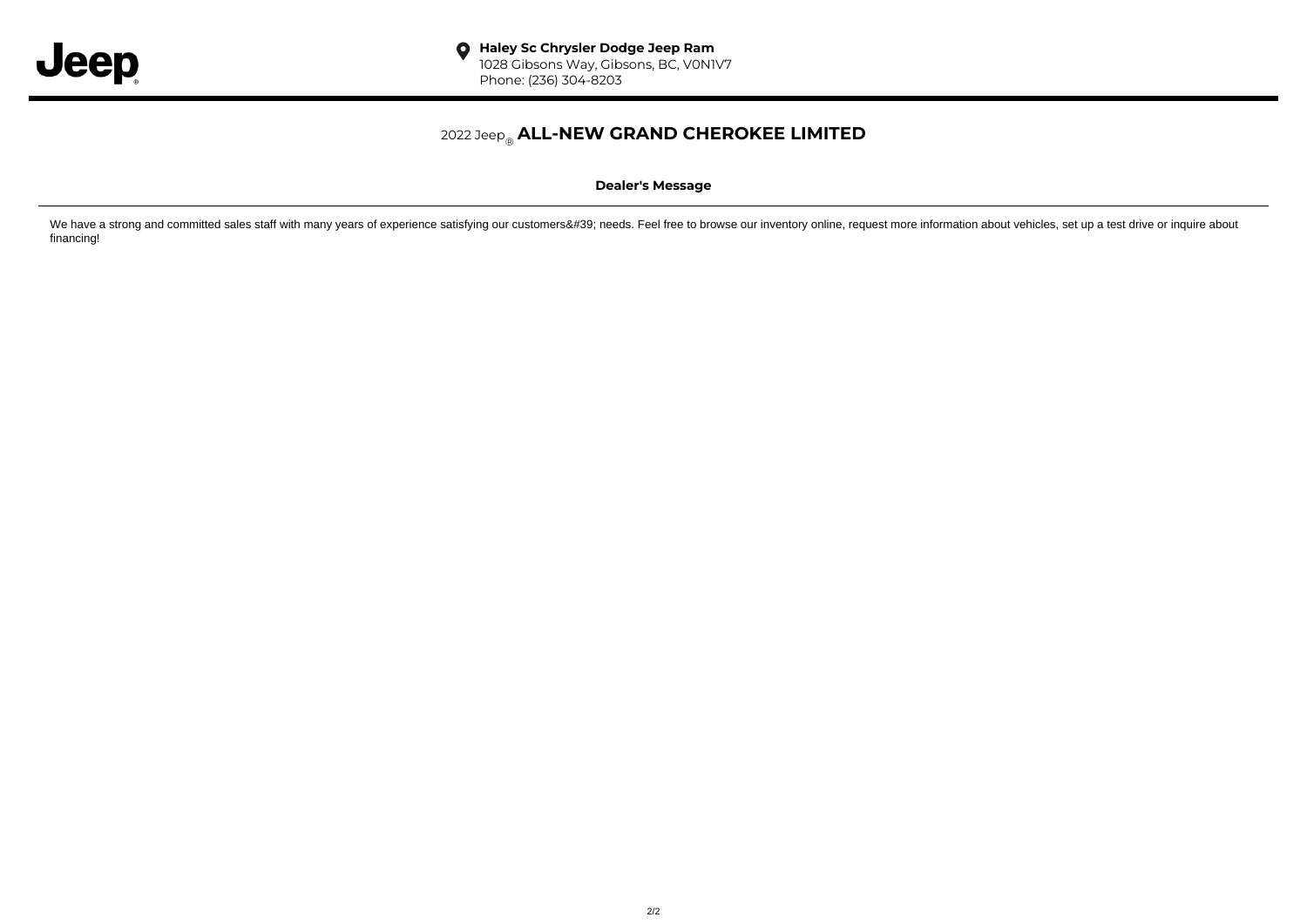Jeep

**Haley Sc Chrysler Dodge Jeep Ram**
1028 Gibsons Way, Gibsons, BC, V0N1V7
Phone: (236) 304-8203

# 2022 Jeep® **ALL-NEW GRAND CHEROKEE LIMITED**

## Dealer's Message

We have a strong and committed sales staff with many years of experience satisfying our customers&#39; needs. Feel free to browse our inventory online, request more information about vehicles, set up a test drive or inquire about financing!